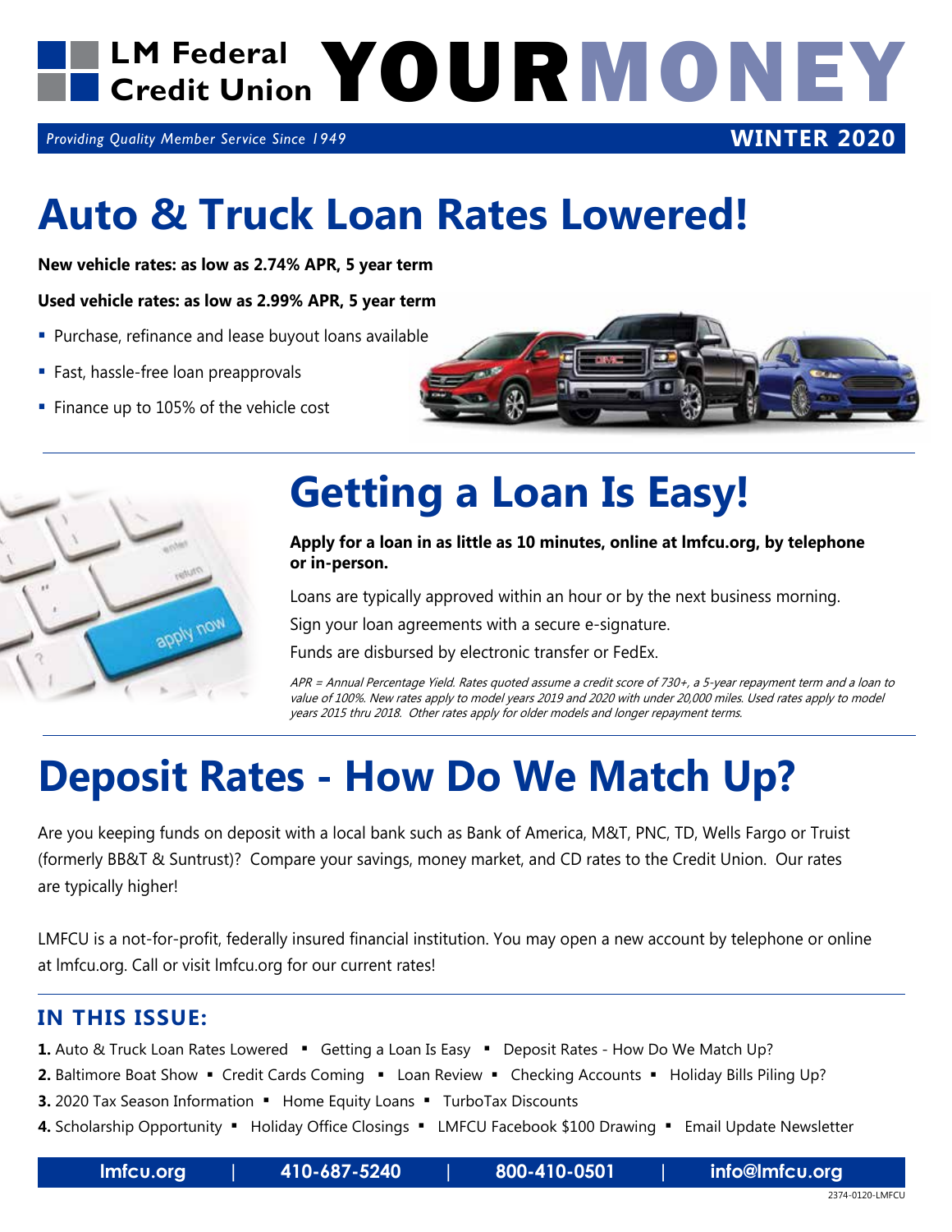# LM Federal Credit Union YOUR MONEY

*Providing Quality Member Service Since 1949* **WINTER 2020**

# Auto & Truck Loan Rates Lowered!

**New vehicle rates: as low as 2.74% APR, 5 year term**

**Used vehicle rates: as low as 2.99% APR, 5 year term**

- Purchase, refinance and lease buyout loans available
- Fast, hassle-free loan preapprovals
- Finance up to 105% of the vehicle cost

# Getting a Loan Is Easy!

**Apply for a loan in as little as 10 minutes, online at lmfcu.org, by telephone or in-person.**

Loans are typically approved within an hour or by the next business morning.

Sign your loan agreements with a secure e-signature.

Funds are disbursed by electronic transfer or FedEx.

*APR = Annual Percentage Yield. Rates quoted assume a credit score of 730+, a 5-year repayment term and a loan to value of 100%. New rates apply to model years 2019 and 2020 with under 20,000 miles. Used rates apply to model years 2015 thru 2018. Other rates apply for older models and longer repayment terms.*

# Deposit Rates - How Do We Match Up?

Are you keeping funds on deposit with a local bank such as Bank of America, M&T, PNC, TD, Wells Fargo or Truist (formerly BB&T & Suntrust)? Compare your savings, money market, and CD rates to the Credit Union. Our rates are typically higher!

LMFCU is a not-for-profit, federally insured financial institution. You may open a new account by telephone or online at lmfcu.org. Call or visit lmfcu.org for our current rates!

## IN THIS ISSUE:

**1.** Auto & Truck Loan Rates Lowered ▪ Getting a Loan Is Easy ▪ Deposit Rates - How Do We Match Up?

**2.** Baltimore Boat Show ▪ Credit Cards Coming ▪ Loan Review ▪ Checking Accounts ▪ Holiday Bills Piling Up?

**3.** 2020 Tax Season Information ▪ Home Equity Loans ▪ TurboTax Discounts

**4.** Scholarship Opportunity ▪ Holiday Office Closings ▪ LMFCU Facebook $100 Drawing ▪ Email Update Newsletter

**lmfcu.org | 410-687-5240 | 800-410-0501 | info@lmfcu.org**

2374-0120-LMFCU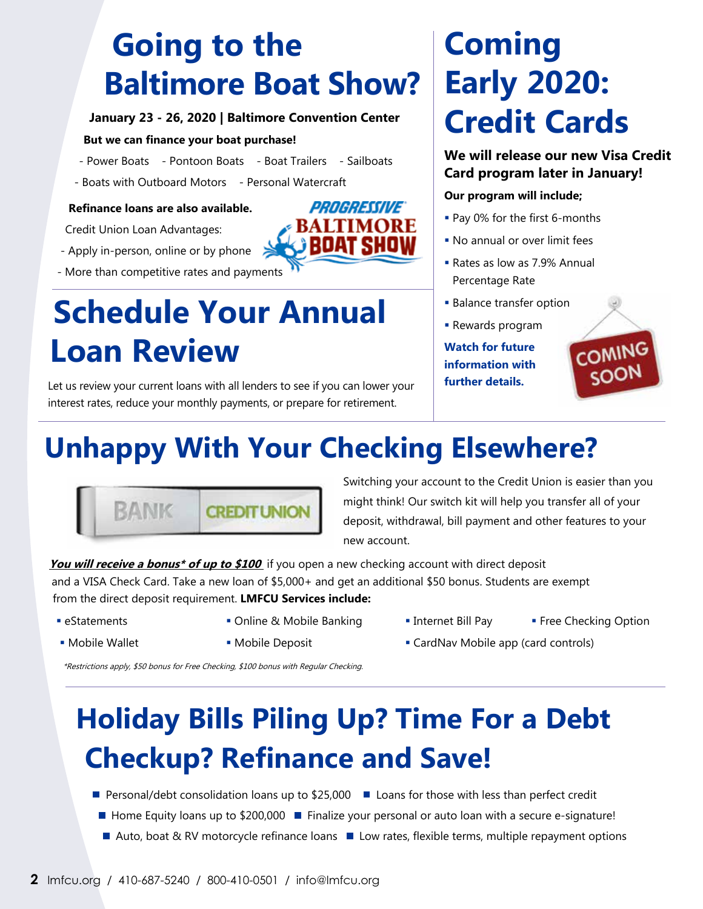# Going to the Baltimore Boat Show?

**January 23 - 26, 2020 | Baltimore Convention Center**

**But we can finance your boat purchase!**

- Power Boats
- Pontoon Boats
- Boat Trailers
- Sailboats
- Boats with Outboard Motors
- Personal Watercraft

**Refinance loans are also available.**

Credit Union Loan Advantages:

- Apply in-person, online or by phone
- More than competitive rates and payments

# Schedule Your Annual Loan Review

Let us review your current loans with all lenders to see if you can lower your interest rates, reduce your monthly payments, or prepare for retirement.

# Coming Early 2020: Credit Cards

**We will release our new Visa Credit Card program later in January!**

**Our program will include;**

- Pay 0% for the first 6-months
- No annual or over limit fees
- Rates as low as 7.9% Annual Percentage Rate
- Balance transfer option
- Rewards program

**Watch for future information with further details.**

# Unhappy With Your Checking Elsewhere?

Switching your account to the Credit Union is easier than you might think! Our switch kit will help you transfer all of your deposit, withdrawal, bill payment and other features to your new account.

***<u>You will receive a bonus* of up to $100</u>*** if you open a new checking account with direct deposit and a VISA Check Card. Take a new loan of $5,000+ and get an additional $50 bonus. Students are exempt from the direct deposit requirement. **LMFCU Services include:**

- eStatements
- Online & Mobile Banking
- Internet Bill Pay
- Free Checking Option
- Mobile Wallet
- Mobile Deposit
- CardNav Mobile app (card controls)

*\*Restrictions apply, $50 bonus for Free Checking, $100 bonus with Regular Checking.*

# Holiday Bills Piling Up? Time For a Debt Checkup? Refinance and Save!

- Personal/debt consolidation loans up to $25,000
- Loans for those with less than perfect credit
- Home Equity loans up to $200,000
- Finalize your personal or auto loan with a secure e-signature!
- Auto, boat & RV motorcycle refinance loans
- Low rates, flexible terms, multiple repayment options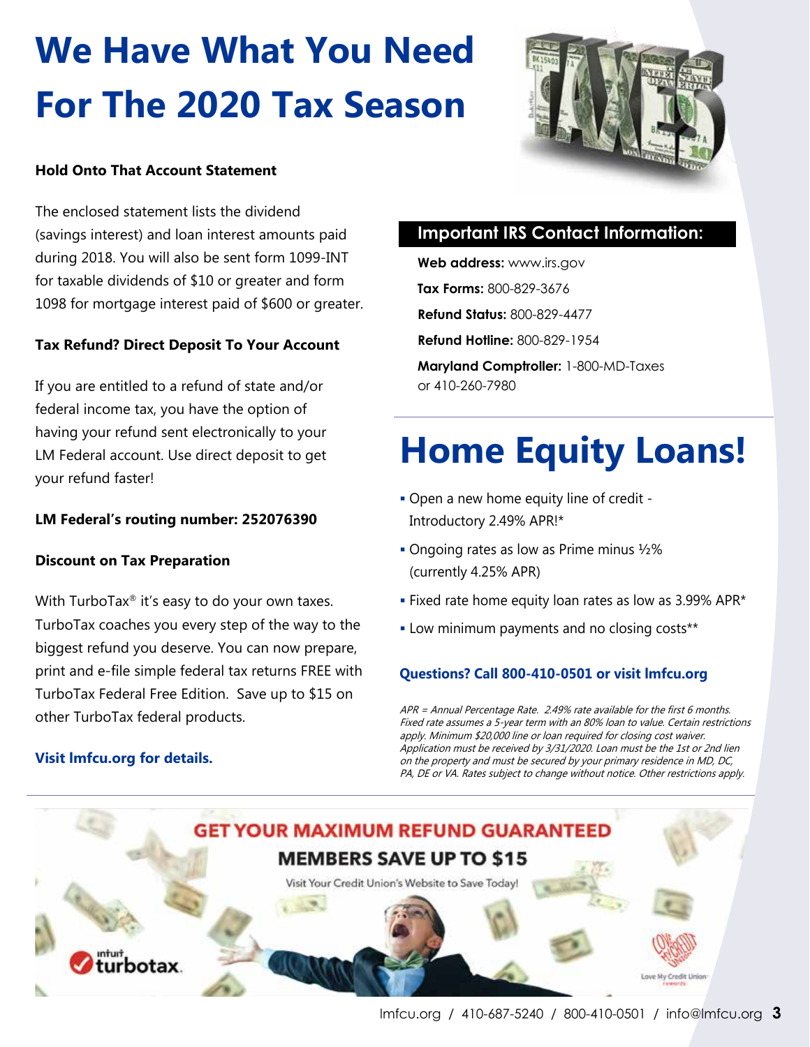# We Have What You Need For The 2020 Tax Season

**Hold Onto That Account Statement**

The enclosed statement lists the dividend (savings interest) and loan interest amounts paid during 2018. You will also be sent form 1099-INT for taxable dividends of $10 or greater and form 1098 for mortgage interest paid of $600 or greater.

**Tax Refund? Direct Deposit To Your Account**

If you are entitled to a refund of state and/or federal income tax, you have the option of having your refund sent electronically to your LM Federal account. Use direct deposit to get your refund faster!

**LM Federal's routing number: 252076390**

**Discount on Tax Preparation**

With TurboTax® it's easy to do your own taxes. TurboTax coaches you every step of the way to the biggest refund you deserve. You can now prepare, print and e-file simple federal tax returns FREE with TurboTax Federal Free Edition. Save up to $15 on other TurboTax federal products.

**Visit lmfcu.org for details.**

## Important IRS Contact Information:

**Web address:** www.irs.gov

**Tax Forms:** 800-829-3676

**Refund Status:** 800-829-4477

**Refund Hotline:** 800-829-1954

**Maryland Comptroller:** 1-800-MD-Taxes or 410-260-7980

# Home Equity Loans!

- Open a new home equity line of credit - Introductory 2.49% APR!*
- Ongoing rates as low as Prime minus ½% (currently 4.25% APR)
- Fixed rate home equity loan rates as low as 3.99% APR*
- Low minimum payments and no closing costs**

**Questions? Call 800-410-0501 or visit lmfcu.org**

*APR = Annual Percentage Rate. 2.49% rate available for the first 6 months. Fixed rate assumes a 5-year term with an 80% loan to value. Certain restrictions apply. Minimum $20,000 line or loan required for closing cost waiver. Application must be received by 3/31/2020. Loan must be the 1st or 2nd lien on the property and must be secured by your primary residence in MD, DC, PA, DE or VA. Rates subject to change without notice. Other restrictions apply.*

**GET YOUR MAXIMUM REFUND GUARANTEED**

**MEMBERS SAVE UP TO $15**

Visit Your Credit Union's Website to Save Today!

intuit turbotax

Love My Credit Union rewards

lmfcu.org / 410-687-5240 / 800-410-0501 / info@lmfcu.org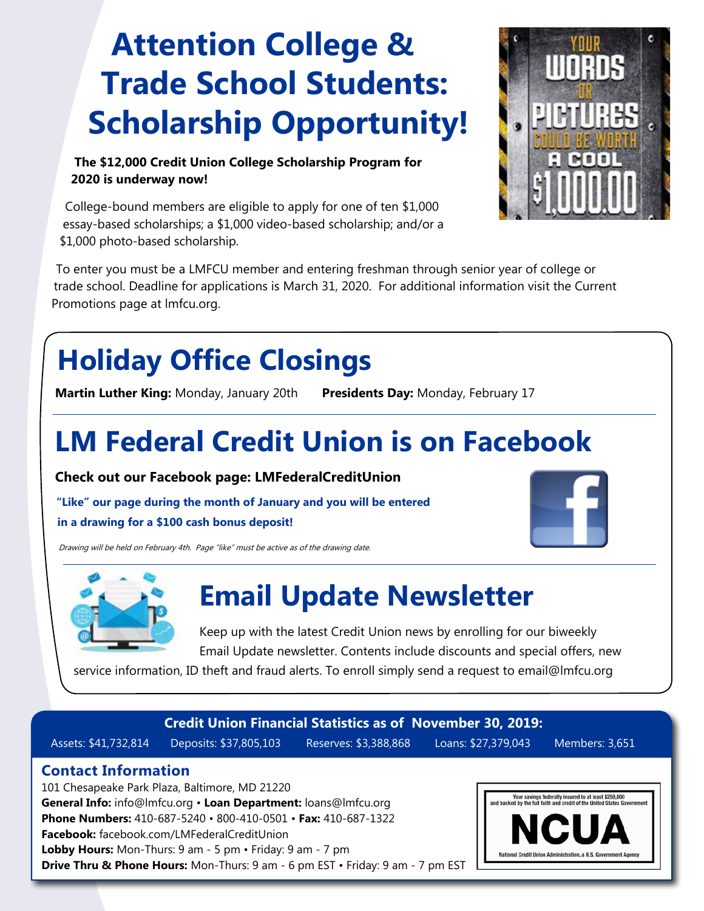# Attention College & Trade School Students: Scholarship Opportunity!

**The $12,000 Credit Union College Scholarship Program for 2020 is underway now!**

College-bound members are eligible to apply for one of ten $1,000 essay-based scholarships; a $1,000 video-based scholarship; and/or a $1,000 photo-based scholarship.

To enter you must be a LMFCU member and entering freshman through senior year of college or trade school. Deadline for applications is March 31, 2020. For additional information visit the Current Promotions page at lmfcu.org.

YOUR WORDS OR PICTURES COULD BE WORTH A COOL $1,000.00

## Holiday Office Closings

**Martin Luther King:** Monday, January 20th **Presidents Day:** Monday, February 17

## LM Federal Credit Union is on Facebook

**Check out our Facebook page: LMFederalCreditUnion**

**"Like" our page during the month of January and you will be entered in a drawing for a $100 cash bonus deposit!**

*Drawing will be held on February 4th. Page "like" must be active as of the drawing date.*

## Email Update Newsletter

Keep up with the latest Credit Union news by enrolling for our biweekly Email Update newsletter. Contents include discounts and special offers, new service information, ID theft and fraud alerts. To enroll simply send a request to email@lmfcu.org

**Credit Union Financial Statistics as of November 30, 2019:**

Assets: $41,732,814 Deposits: $37,805,103 Reserves: $3,388,868 Loans: $27,379,043 Members: 3,651

### Contact Information

101 Chesapeake Park Plaza, Baltimore, MD 21220
**General Info:** info@lmfcu.org • **Loan Department:** loans@lmfcu.org
**Phone Numbers:** 410-687-5240 • 800-410-0501 • **Fax:** 410-687-1322
**Facebook:** facebook.com/LMFederalCreditUnion
**Lobby Hours:** Mon-Thurs: 9 am - 5 pm • Friday: 9 am - 7 pm
**Drive Thru & Phone Hours:** Mon-Thurs: 9 am - 6 pm EST • Friday: 9 am - 7 pm EST

Your savings federally insured to at least $250,000 and backed by the full faith and credit of the United States Government

NCUA

National Credit Union Administration, a U.S. Government Agency